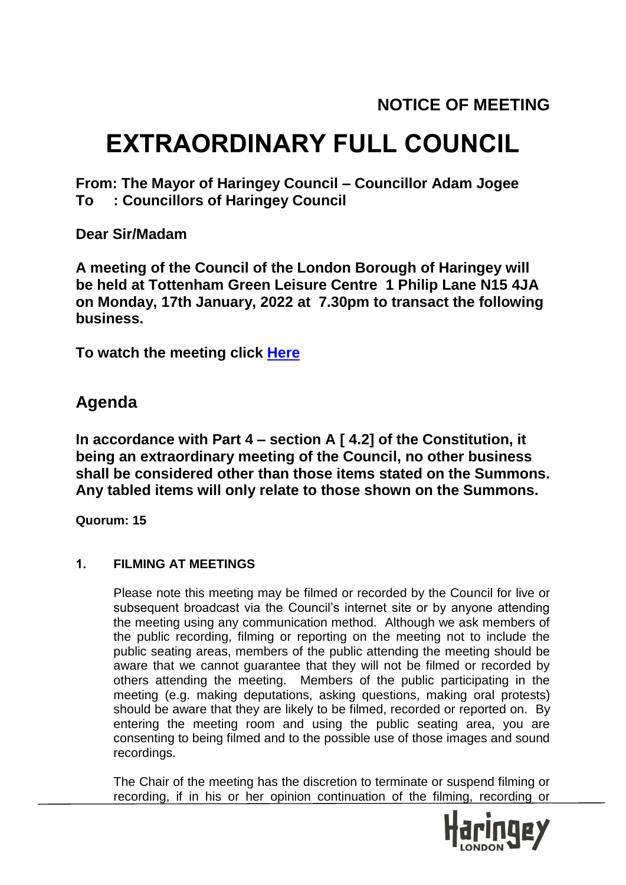**NOTICE OF MEETING**

# EXTRAORDINARY FULL COUNCIL

**From: The Mayor of Haringey Council – Councillor Adam Jogee**
**To : Councillors of Haringey Council**

**Dear Sir/Madam**

**A meeting of the Council of the London Borough of Haringey will be held at Tottenham Green Leisure Centre 1 Philip Lane N15 4JA on Monday, 17th January, 2022 at 7.30pm to transact the following business.**

**To watch the meeting click Here**

## Agenda

**In accordance with Part 4 – section A [ 4.2] of the Constitution, it being an extraordinary meeting of the Council, no other business shall be considered other than those items stated on the Summons. Any tabled items will only relate to those shown on the Summons.**

**Quorum: 15**

### 1. FILMING AT MEETINGS

Please note this meeting may be filmed or recorded by the Council for live or subsequent broadcast via the Council's internet site or by anyone attending the meeting using any communication method. Although we ask members of the public recording, filming or reporting on the meeting not to include the public seating areas, members of the public attending the meeting should be aware that we cannot guarantee that they will not be filmed or recorded by others attending the meeting. Members of the public participating in the meeting (e.g. making deputations, asking questions, making oral protests) should be aware that they are likely to be filmed, recorded or reported on. By entering the meeting room and using the public seating area, you are consenting to being filmed and to the possible use of those images and sound recordings.

The Chair of the meeting has the discretion to terminate or suspend filming or recording, if in his or her opinion continuation of the filming, recording or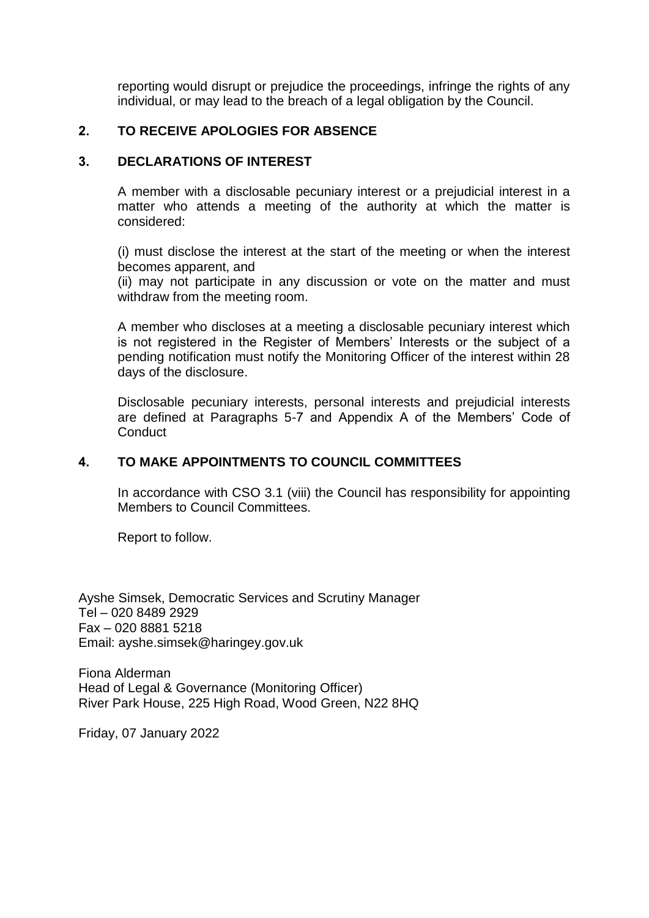reporting would disrupt or prejudice the proceedings, infringe the rights of any individual, or may lead to the breach of a legal obligation by the Council.

## 2. TO RECEIVE APOLOGIES FOR ABSENCE

## 3. DECLARATIONS OF INTEREST

A member with a disclosable pecuniary interest or a prejudicial interest in a matter who attends a meeting of the authority at which the matter is considered:

(i) must disclose the interest at the start of the meeting or when the interest becomes apparent, and
(ii) may not participate in any discussion or vote on the matter and must withdraw from the meeting room.

A member who discloses at a meeting a disclosable pecuniary interest which is not registered in the Register of Members' Interests or the subject of a pending notification must notify the Monitoring Officer of the interest within 28 days of the disclosure.

Disclosable pecuniary interests, personal interests and prejudicial interests are defined at Paragraphs 5-7 and Appendix A of the Members' Code of Conduct

## 4. TO MAKE APPOINTMENTS TO COUNCIL COMMITTEES

In accordance with CSO 3.1 (viii) the Council has responsibility for appointing Members to Council Committees.

Report to follow.

Ayshe Simsek, Democratic Services and Scrutiny Manager
Tel – 020 8489 2929
Fax – 020 8881 5218
Email: ayshe.simsek@haringey.gov.uk

Fiona Alderman
Head of Legal & Governance (Monitoring Officer)
River Park House, 225 High Road, Wood Green, N22 8HQ

Friday, 07 January 2022